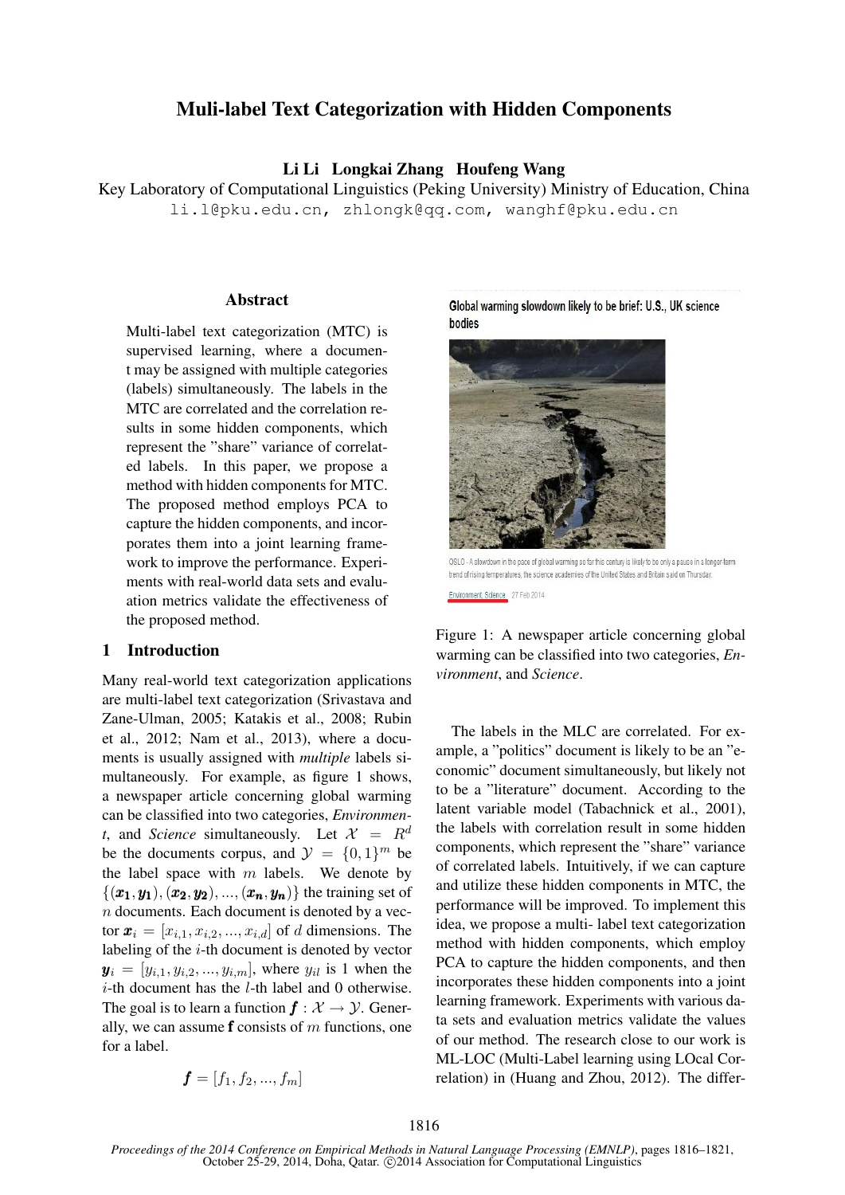# Muli-label Text Categorization with Hidden Components

**Li Li Longkai Zhang Houfeng Wang**

Key Laboratory of Computational Linguistics (Peking University) Ministry of Education, China

li.l@pku.edu.cn, zhlongk@qq.com, wanghf@pku.edu.cn

## Abstract

Multi-label text categorization (MTC) is supervised learning, where a document may be assigned with multiple categories (labels) simultaneously. The labels in the MTC are correlated and the correlation results in some hidden components, which represent the "share" variance of correlated labels. In this paper, we propose a method with hidden components for MTC. The proposed method employs PCA to capture the hidden components, and incorporates them into a joint learning framework to improve the performance. Experiments with real-world data sets and evaluation metrics validate the effectiveness of the proposed method.

## 1 Introduction

Many real-world text categorization applications are multi-label text categorization (Srivastava and Zane-Ulman, 2005; Katakis et al., 2008; Rubin et al., 2012; Nam et al., 2013), where a documents is usually assigned with *multiple* labels simultaneously. For example, as figure 1 shows, a newspaper article concerning global warming can be classified into two categories, *Environment*, and *Science* simultaneously. Let $\mathcal{X} = R^d$ be the documents corpus, and $\mathcal{Y} = \{0, 1\}^m$ be the label space with $m$ labels. We denote by $\{(\boldsymbol{x_1}, \boldsymbol{y_1}), (\boldsymbol{x_2}, \boldsymbol{y_2}), ..., (\boldsymbol{x_n}, \boldsymbol{y_n})\}$ the training set of $n$ documents. Each document is denoted by a vector $\boldsymbol{x}_i = [x_{i,1}, x_{i,2}, ..., x_{i,d}]$ of $d$ dimensions. The labeling of the $i$-th document is denoted by vector $\boldsymbol{y}_i = [y_{i,1}, y_{i,2}, ..., y_{i,m}]$, where $y_{il}$ is 1 when the $i$-th document has the $l$-th label and 0 otherwise. The goal is to learn a function $\boldsymbol{f} : \mathcal{X} \rightarrow \mathcal{Y}$. Generally, we can assume $\mathbf{f}$ consists of $m$ functions, one for a label.

$$\boldsymbol{f} = [f_1, f_2, ..., f_m]$$

Figure 1: A newspaper article concerning global warming can be classified into two categories, *Environment*, and *Science*.

The labels in the MLC are correlated. For example, a "politics" document is likely to be an "economic" document simultaneously, but likely not to be a "literature" document. According to the latent variable model (Tabachnick et al., 2001), the labels with correlation result in some hidden components, which represent the "share" variance of correlated labels. Intuitively, if we can capture and utilize these hidden components in MTC, the performance will be improved. To implement this idea, we propose a multi- label text categorization method with hidden components, which employ PCA to capture the hidden components, and then incorporates these hidden components into a joint learning framework. Experiments with various data sets and evaluation metrics validate the values of our method. The research close to our work is ML-LOC (Multi-Label learning using LOcal Correlation) in (Huang and Zhou, 2012). The differ-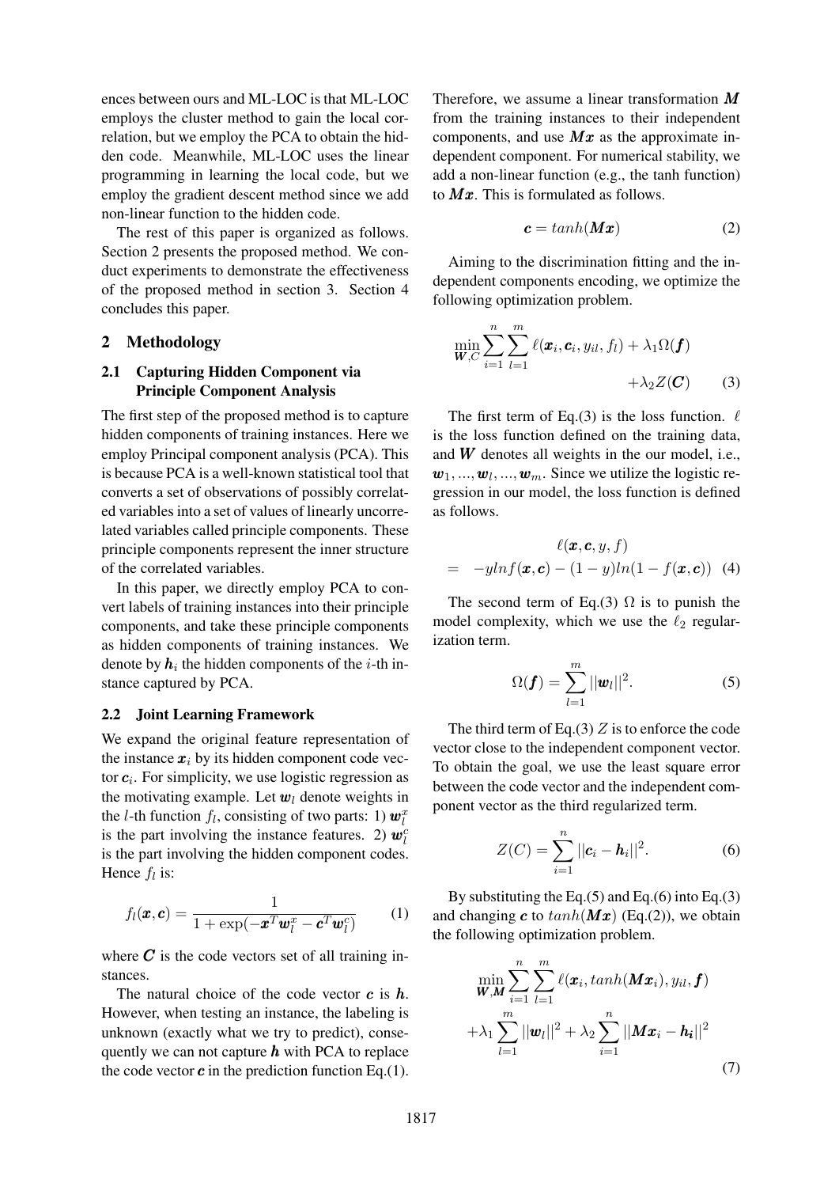ences between ours and ML-LOC is that ML-LOC employs the cluster method to gain the local correlation, but we employ the PCA to obtain the hidden code. Meanwhile, ML-LOC uses the linear programming in learning the local code, but we employ the gradient descent method since we add non-linear function to the hidden code.

The rest of this paper is organized as follows. Section 2 presents the proposed method. We conduct experiments to demonstrate the effectiveness of the proposed method in section 3. Section 4 concludes this paper.

## 2 Methodology

### 2.1 Capturing Hidden Component via Principle Component Analysis

The first step of the proposed method is to capture hidden components of training instances. Here we employ Principal component analysis (PCA). This is because PCA is a well-known statistical tool that converts a set of observations of possibly correlated variables into a set of values of linearly uncorrelated variables called principle components. These principle components represent the inner structure of the correlated variables.

In this paper, we directly employ PCA to convert labels of training instances into their principle components, and take these principle components as hidden components of training instances. We denote by $\boldsymbol{h}_i$ the hidden components of the $i$-th instance captured by PCA.

### 2.2 Joint Learning Framework

We expand the original feature representation of the instance $\boldsymbol{x}_i$ by its hidden component code vector $\boldsymbol{c}_i$. For simplicity, we use logistic regression as the motivating example. Let $\boldsymbol{w}_l$ denote weights in the $l$-th function $f_l$, consisting of two parts: 1) $\boldsymbol{w}_l^x$ is the part involving the instance features. 2) $\boldsymbol{w}_l^c$ is the part involving the hidden component codes. Hence $f_l$ is:

$$f_l(\boldsymbol{x}, \boldsymbol{c}) = \frac{1}{1 + \exp(-\boldsymbol{x}^T \boldsymbol{w}_l^x - \boldsymbol{c}^T \boldsymbol{w}_l^c)} \qquad (1)$$

where $\boldsymbol{C}$ is the code vectors set of all training instances.

The natural choice of the code vector $\boldsymbol{c}$ is $\boldsymbol{h}$. However, when testing an instance, the labeling is unknown (exactly what we try to predict), consequently we can not capture $\boldsymbol{h}$ with PCA to replace the code vector $\boldsymbol{c}$ in the prediction function Eq.(1). Therefore, we assume a linear transformation $\boldsymbol{M}$ from the training instances to their independent components, and use $\boldsymbol{M}\boldsymbol{x}$ as the approximate independent component. For numerical stability, we add a non-linear function (e.g., the tanh function) to $\boldsymbol{M}\boldsymbol{x}$. This is formulated as follows.

$$\boldsymbol{c} = tanh(\boldsymbol{M}\boldsymbol{x}) \qquad (2)$$

Aiming to the discrimination fitting and the independent components encoding, we optimize the following optimization problem.

$$\min_{\boldsymbol{W}, C} \sum_{i=1}^{n} \sum_{l=1}^{m} \ell(\boldsymbol{x}_i, \boldsymbol{c}_i, y_{il}, f_l) + \lambda_1 \Omega(\boldsymbol{f}) + \lambda_2 Z(\boldsymbol{C}) \qquad (3)$$

The first term of Eq.(3) is the loss function. $\ell$ is the loss function defined on the training data, and $\boldsymbol{W}$ denotes all weights in the our model, i.e., $\boldsymbol{w}_1, ..., \boldsymbol{w}_l, ..., \boldsymbol{w}_m$. Since we utilize the logistic regression in our model, the loss function is defined as follows.

$$\begin{aligned} & \ell(\boldsymbol{x}, \boldsymbol{c}, y, f) \\ = \; & -y ln f(\boldsymbol{x}, \boldsymbol{c}) - (1 - y) ln(1 - f(\boldsymbol{x}, \boldsymbol{c})) \end{aligned} \qquad (4)$$

The second term of Eq.(3) $\Omega$ is to punish the model complexity, which we use the $\ell_2$ regularization term.

$$\Omega(\boldsymbol{f}) = \sum_{l=1}^{m} ||\boldsymbol{w}_l||^2. \qquad (5)$$

The third term of Eq.(3) $Z$ is to enforce the code vector close to the independent component vector. To obtain the goal, we use the least square error between the code vector and the independent component vector as the third regularized term.

$$Z(C) = \sum_{i=1}^{n} ||\boldsymbol{c}_i - \boldsymbol{h}_i||^2. \qquad (6)$$

By substituting the Eq.(5) and Eq.(6) into Eq.(3) and changing $\boldsymbol{c}$ to $tanh(\boldsymbol{M}\boldsymbol{x})$ (Eq.(2)), we obtain the following optimization problem.

$$\begin{aligned} \min_{\boldsymbol{W}, \boldsymbol{M}} & \sum_{i=1}^{n} \sum_{l=1}^{m} \ell(\boldsymbol{x}_i, tanh(\boldsymbol{M}\boldsymbol{x}_i), y_{il}, \boldsymbol{f}) \\ & + \lambda_1 \sum_{l=1}^{m} ||\boldsymbol{w}_l||^2 + \lambda_2 \sum_{i=1}^{n} ||\boldsymbol{M}\boldsymbol{x}_i - \boldsymbol{h}_i||^2 \end{aligned} \qquad (7)$$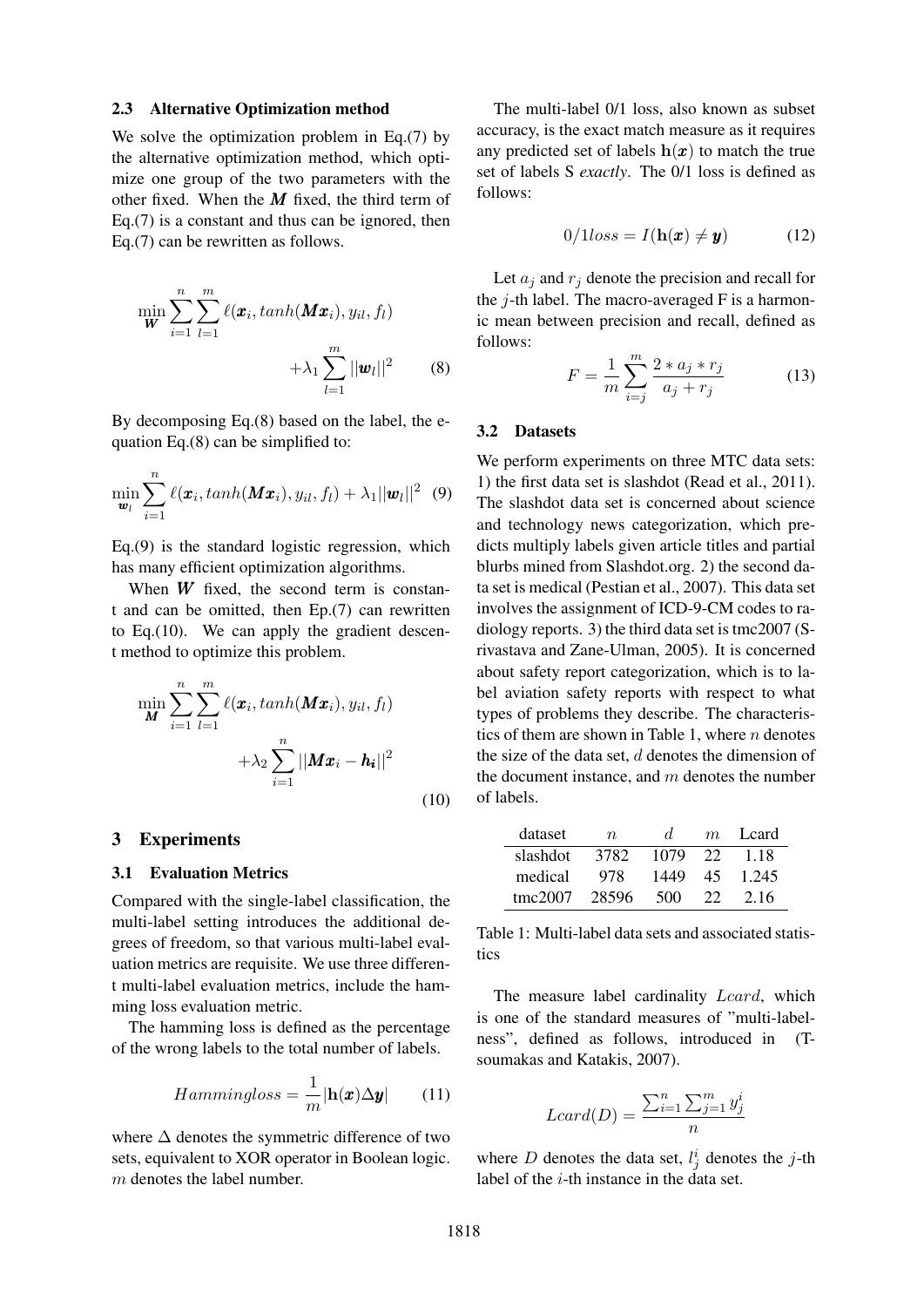### 2.3 Alternative Optimization method

We solve the optimization problem in Eq.(7) by the alternative optimization method, which optimize one group of the two parameters with the other fixed. When the $\boldsymbol{M}$ fixed, the third term of Eq.(7) is a constant and thus can be ignored, then Eq.(7) can be rewritten as follows.

$$\min_{\boldsymbol{W}} \sum_{i=1}^{n} \sum_{l=1}^{m} \ell(\boldsymbol{x}_i, tanh(\boldsymbol{M}\boldsymbol{x}_i), y_{il}, f_l) + \lambda_1 \sum_{l=1}^{m} ||\boldsymbol{w}_l||^2 \quad (8)$$

By decomposing Eq.(8) based on the label, the equation Eq.(8) can be simplified to:

$$\min_{\boldsymbol{w}_l} \sum_{i=1}^{n} \ell(\boldsymbol{x}_i, tanh(\boldsymbol{M}\boldsymbol{x}_i), y_{il}, f_l) + \lambda_1 ||\boldsymbol{w}_l||^2 \quad (9)$$

Eq.(9) is the standard logistic regression, which has many efficient optimization algorithms.

When $\boldsymbol{W}$ fixed, the second term is constant and can be omitted, then Ep.(7) can rewritten to Eq.(10). We can apply the gradient descent method to optimize this problem.

$$\min_{\boldsymbol{M}} \sum_{i=1}^{n} \sum_{l=1}^{m} \ell(\boldsymbol{x}_i, tanh(\boldsymbol{M}\boldsymbol{x}_i), y_{il}, f_l) + \lambda_2 \sum_{i=1}^{n} ||\boldsymbol{M}\boldsymbol{x}_i - \boldsymbol{h_i}||^2 \quad (10)$$

## 3 Experiments

### 3.1 Evaluation Metrics

Compared with the single-label classification, the multi-label setting introduces the additional degrees of freedom, so that various multi-label evaluation metrics are requisite. We use three different multi-label evaluation metrics, include the hamming loss evaluation metric.

The hamming loss is defined as the percentage of the wrong labels to the total number of labels.

$$Hammingloss = \frac{1}{m} |\mathbf{h}(\boldsymbol{x}) \Delta \boldsymbol{y}| \quad (11)$$

where $\Delta$ denotes the symmetric difference of two sets, equivalent to XOR operator in Boolean logic. $m$ denotes the label number.

The multi-label 0/1 loss, also known as subset accuracy, is the exact match measure as it requires any predicted set of labels $\mathbf{h}(\boldsymbol{x})$ to match the true set of labels S *exactly*. The 0/1 loss is defined as follows:

$$0/1loss = I(\mathbf{h}(\boldsymbol{x}) \neq \boldsymbol{y}) \quad (12)$$

Let $a_j$ and $r_j$ denote the precision and recall for the $j$-th label. The macro-averaged F is a harmonic mean between precision and recall, defined as follows:

$$F = \frac{1}{m} \sum_{i=j}^{m} \frac{2 * a_j * r_j}{a_j + r_j} \quad (13)$$

### 3.2 Datasets

We perform experiments on three MTC data sets: 1) the first data set is slashdot (Read et al., 2011). The slashdot data set is concerned about science and technology news categorization, which predicts multiply labels given article titles and partial blurbs mined from Slashdot.org. 2) the second data set is medical (Pestian et al., 2007). This data set involves the assignment of ICD-9-CM codes to radiology reports. 3) the third data set is tmc2007 (Srivastava and Zane-Ulman, 2005). It is concerned about safety report categorization, which is to label aviation safety reports with respect to what types of problems they describe. The characteristics of them are shown in Table 1, where $n$ denotes the size of the data set, $d$ denotes the dimension of the document instance, and $m$ denotes the number of labels.

| dataset | $n$ | $d$ | $m$ | Lcard |
|---|---|---|---|---|
| slashdot | 3782 | 1079 | 22 | 1.18 |
| medical | 978 | 1449 | 45 | 1.245 |
| tmc2007 | 28596 | 500 | 22 | 2.16 |

Table 1: Multi-label data sets and associated statistics

The measure label cardinality $Lcard$, which is one of the standard measures of "multi-label-ness", defined as follows, introduced in (Tsoumakas and Katakis, 2007).

$$Lcard(D) = \frac{\sum_{i=1}^{n} \sum_{j=1}^{m} y_j^i}{n}$$

where $D$ denotes the data set, $l_j^i$ denotes the $j$-th label of the $i$-th instance in the data set.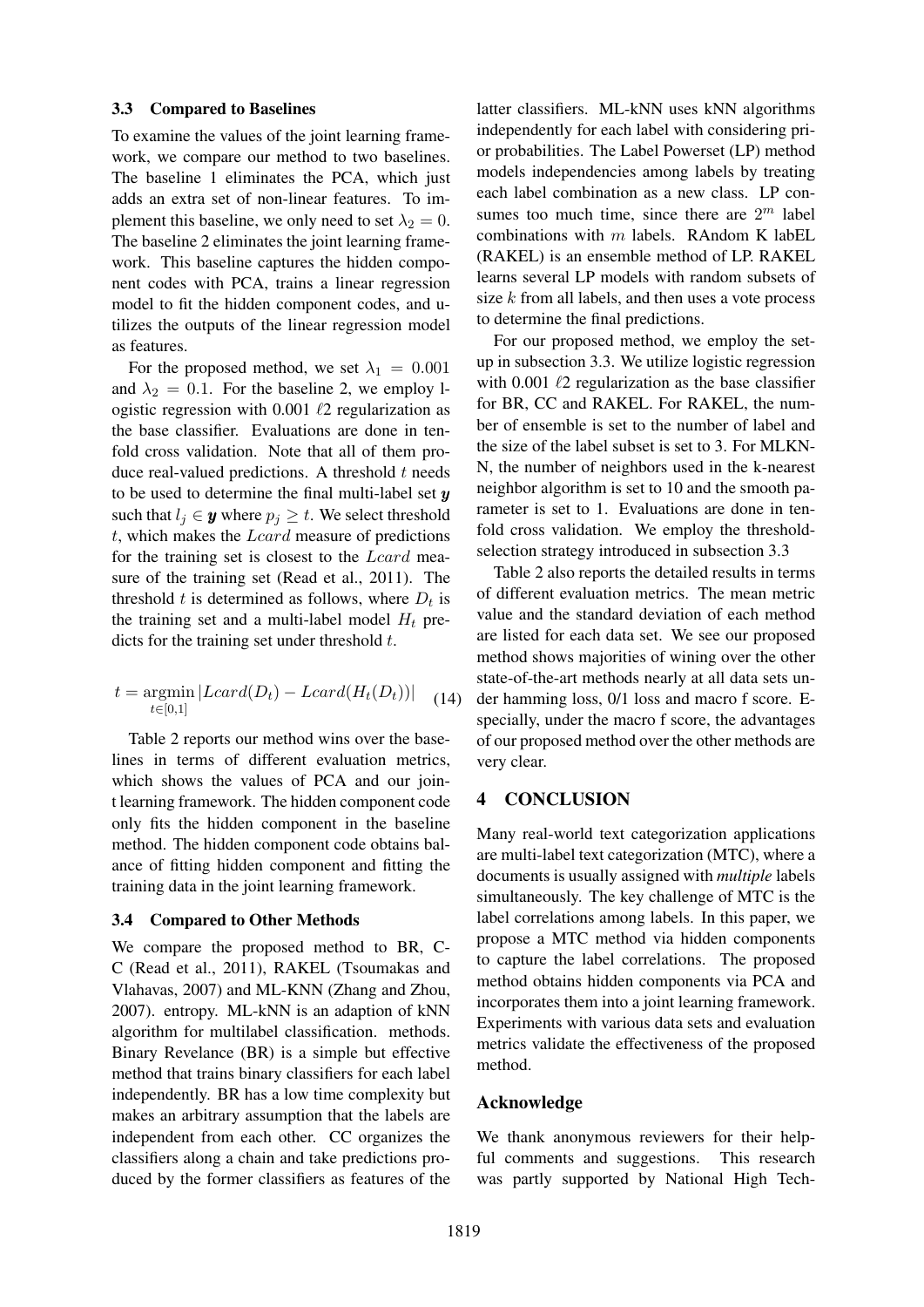### 3.3 Compared to Baselines

To examine the values of the joint learning framework, we compare our method to two baselines. The baseline 1 eliminates the PCA, which just adds an extra set of non-linear features. To implement this baseline, we only need to set $\lambda_2 = 0$. The baseline 2 eliminates the joint learning framework. This baseline captures the hidden component codes with PCA, trains a linear regression model to fit the hidden component codes, and utilizes the outputs of the linear regression model as features.

For the proposed method, we set $\lambda_1 = 0.001$ and $\lambda_2 = 0.1$. For the baseline 2, we employ logistic regression with 0.001 $\ell 2$ regularization as the base classifier. Evaluations are done in ten-fold cross validation. Note that all of them produce real-valued predictions. A threshold $t$ needs to be used to determine the final multi-label set $\boldsymbol{y}$ such that $l_j \in \boldsymbol{y}$ where $p_j \geq t$. We select threshold $t$, which makes the $Lcard$ measure of predictions for the training set is closest to the $Lcard$ measure of the training set (Read et al., 2011). The threshold $t$ is determined as follows, where $D_t$ is the training set and a multi-label model $H_t$ predicts for the training set under threshold $t$.

$$t = \underset{t \in [0,1]}{\operatorname{argmin}} |Lcard(D_t) - Lcard(H_t(D_t))| \quad (14)$$

Table 2 reports our method wins over the baselines in terms of different evaluation metrics, which shows the values of PCA and our joint learning framework. The hidden component code only fits the hidden component in the baseline method. The hidden component code obtains balance of fitting hidden component and fitting the training data in the joint learning framework.

### 3.4 Compared to Other Methods

We compare the proposed method to BR, CC (Read et al., 2011), RAKEL (Tsoumakas and Vlahavas, 2007) and ML-KNN (Zhang and Zhou, 2007). entropy. ML-kNN is an adaption of kNN algorithm for multilabel classification. methods. Binary Revelance (BR) is a simple but effective method that trains binary classifiers for each label independently. BR has a low time complexity but makes an arbitrary assumption that the labels are independent from each other. CC organizes the classifiers along a chain and take predictions produced by the former classifiers as features of the latter classifiers. ML-kNN uses kNN algorithms independently for each label with considering prior probabilities. The Label Powerset (LP) method models independencies among labels by treating each label combination as a new class. LP consumes too much time, since there are $2^m$ label combinations with $m$ labels. RAndom K labEL (RAKEL) is an ensemble method of LP. RAKEL learns several LP models with random subsets of size $k$ from all labels, and then uses a vote process to determine the final predictions.

For our proposed method, we employ the setup in subsection 3.3. We utilize logistic regression with 0.001 $\ell 2$ regularization as the base classifier for BR, CC and RAKEL. For RAKEL, the number of ensemble is set to the number of label and the size of the label subset is set to 3. For MLKNN, the number of neighbors used in the k-nearest neighbor algorithm is set to 10 and the smooth parameter is set to 1. Evaluations are done in ten-fold cross validation. We employ the threshold-selection strategy introduced in subsection 3.3

Table 2 also reports the detailed results in terms of different evaluation metrics. The mean metric value and the standard deviation of each method are listed for each data set. We see our proposed method shows majorities of wining over the other state-of-the-art methods nearly at all data sets under hamming loss, 0/1 loss and macro f score. Especially, under the macro f score, the advantages of our proposed method over the other methods are very clear.

## 4 CONCLUSION

Many real-world text categorization applications are multi-label text categorization (MTC), where a documents is usually assigned with *multiple* labels simultaneously. The key challenge of MTC is the label correlations among labels. In this paper, we propose a MTC method via hidden components to capture the label correlations. The proposed method obtains hidden components via PCA and incorporates them into a joint learning framework. Experiments with various data sets and evaluation metrics validate the effectiveness of the proposed method.

## Acknowledge

We thank anonymous reviewers for their helpful comments and suggestions. This research was partly supported by National High Tech-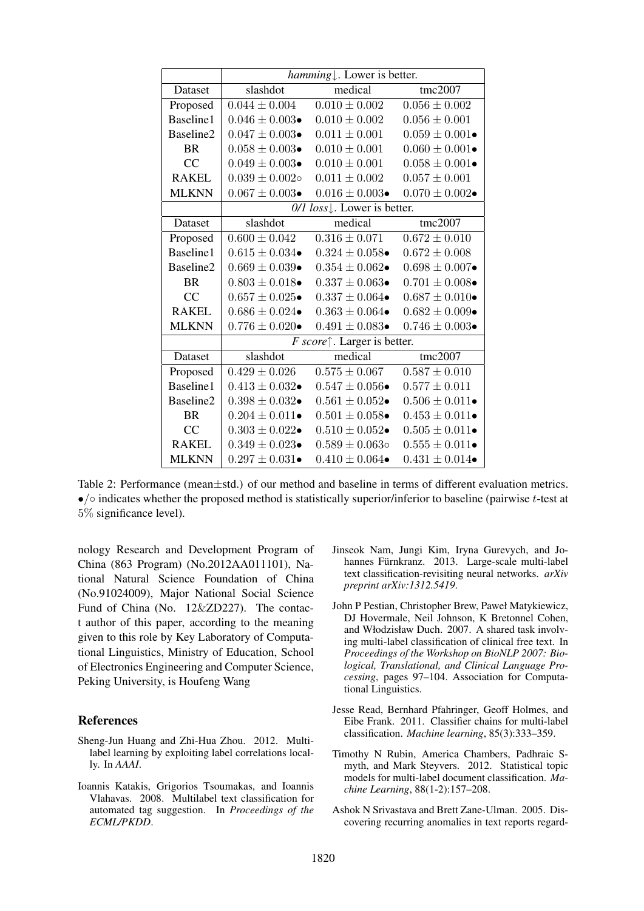| | *hamming*↓. Lower is better. | | |
|---|---|---|---|
| Dataset | slashdot | medical | tmc2007 |
| Proposed | $0.044 \pm 0.004$ | $0.010 \pm 0.002$ | $0.056 \pm 0.002$ |
| Baseline1 | $0.046 \pm 0.003$• | $0.010 \pm 0.002$ | $0.056 \pm 0.001$ |
| Baseline2 | $0.047 \pm 0.003$• | $0.011 \pm 0.001$ | $0.059 \pm 0.001$• |
| BR | $0.058 \pm 0.003$• | $0.010 \pm 0.001$ | $0.060 \pm 0.001$• |
| CC | $0.049 \pm 0.003$• | $0.010 \pm 0.001$ | $0.058 \pm 0.001$• |
| RAKEL | $0.039 \pm 0.002$◦ | $0.011 \pm 0.002$ | $0.057 \pm 0.001$ |
| MLKNN | $0.067 \pm 0.003$• | $0.016 \pm 0.003$• | $0.070 \pm 0.002$• |
| | *0/1 loss*↓. Lower is better. | | |
| Dataset | slashdot | medical | tmc2007 |
| Proposed | $0.600 \pm 0.042$ | $0.316 \pm 0.071$ | $0.672 \pm 0.010$ |
| Baseline1 | $0.615 \pm 0.034$• | $0.324 \pm 0.058$• | $0.672 \pm 0.008$ |
| Baseline2 | $0.669 \pm 0.039$• | $0.354 \pm 0.062$• | $0.698 \pm 0.007$• |
| BR | $0.803 \pm 0.018$• | $0.337 \pm 0.063$• | $0.701 \pm 0.008$• |
| CC | $0.657 \pm 0.025$• | $0.337 \pm 0.064$• | $0.687 \pm 0.010$• |
| RAKEL | $0.686 \pm 0.024$• | $0.363 \pm 0.064$• | $0.682 \pm 0.009$• |
| MLKNN | $0.776 \pm 0.020$• | $0.491 \pm 0.083$• | $0.746 \pm 0.003$• |
| | *F score*↑. Larger is better. | | |
| Dataset | slashdot | medical | tmc2007 |
| Proposed | $0.429 \pm 0.026$ | $0.575 \pm 0.067$ | $0.587 \pm 0.010$ |
| Baseline1 | $0.413 \pm 0.032$• | $0.547 \pm 0.056$• | $0.577 \pm 0.011$ |
| Baseline2 | $0.398 \pm 0.032$• | $0.561 \pm 0.052$• | $0.506 \pm 0.011$• |
| BR | $0.204 \pm 0.011$• | $0.501 \pm 0.058$• | $0.453 \pm 0.011$• |
| CC | $0.303 \pm 0.022$• | $0.510 \pm 0.052$• | $0.505 \pm 0.011$• |
| RAKEL | $0.349 \pm 0.023$• | $0.589 \pm 0.063$◦ | $0.555 \pm 0.011$• |
| MLKNN | $0.297 \pm 0.031$• | $0.410 \pm 0.064$• | $0.431 \pm 0.014$• |

Table 2: Performance (mean±std.) of our method and baseline in terms of different evaluation metrics. •/◦ indicates whether the proposed method is statistically superior/inferior to baseline (pairwise $t$-test at 5% significance level).

nology Research and Development Program of China (863 Program) (No.2012AA011101), National Natural Science Foundation of China (No.91024009), Major National Social Science Fund of China (No. 12&ZD227). The contact author of this paper, according to the meaning given to this role by Key Laboratory of Computational Linguistics, Ministry of Education, School of Electronics Engineering and Computer Science, Peking University, is Houfeng Wang

## References

Sheng-Jun Huang and Zhi-Hua Zhou. 2012. Multi-label learning by exploiting label correlations locally. In *AAAI*.

Ioannis Katakis, Grigorios Tsoumakas, and Ioannis Vlahavas. 2008. Multilabel text classification for automated tag suggestion. In *Proceedings of the ECML/PKDD*.

Jinseok Nam, Jungi Kim, Iryna Gurevych, and Johannes Fürnkranz. 2013. Large-scale multi-label text classification-revisiting neural networks. *arXiv preprint arXiv:1312.5419*.

John P Pestian, Christopher Brew, Paweł Matykiewicz, DJ Hovermale, Neil Johnson, K Bretonnel Cohen, and Włodzisław Duch. 2007. A shared task involving multi-label classification of clinical free text. In *Proceedings of the Workshop on BioNLP 2007: Biological, Translational, and Clinical Language Processing*, pages 97–104. Association for Computational Linguistics.

Jesse Read, Bernhard Pfahringer, Geoff Holmes, and Eibe Frank. 2011. Classifier chains for multi-label classification. *Machine learning*, 85(3):333–359.

Timothy N Rubin, America Chambers, Padhraic Smyth, and Mark Steyvers. 2012. Statistical topic models for multi-label document classification. *Machine Learning*, 88(1-2):157–208.

Ashok N Srivastava and Brett Zane-Ulman. 2005. Discovering recurring anomalies in text reports regard-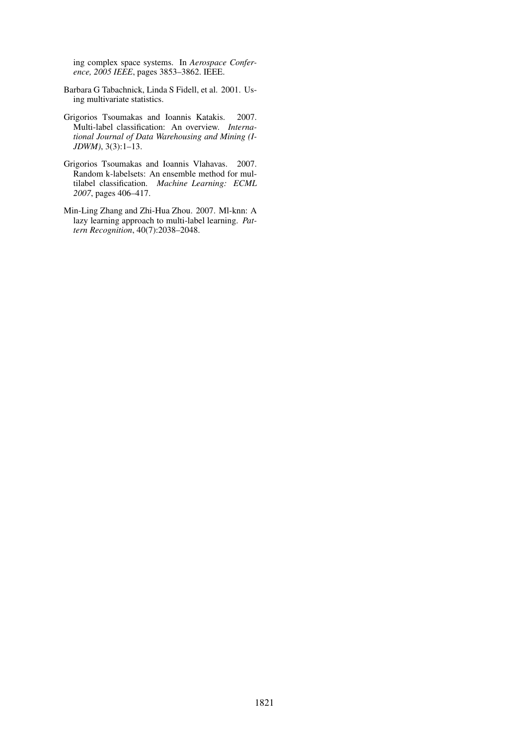ing complex space systems. In *Aerospace Conference, 2005 IEEE*, pages 3853–3862. IEEE.

Barbara G Tabachnick, Linda S Fidell, et al. 2001. Using multivariate statistics.

Grigorios Tsoumakas and Ioannis Katakis. 2007. Multi-label classification: An overview. *International Journal of Data Warehousing and Mining (IJDWM)*, 3(3):1–13.

Grigorios Tsoumakas and Ioannis Vlahavas. 2007. Random k-labelsets: An ensemble method for multilabel classification. *Machine Learning: ECML 2007*, pages 406–417.

Min-Ling Zhang and Zhi-Hua Zhou. 2007. Ml-knn: A lazy learning approach to multi-label learning. *Pattern Recognition*, 40(7):2038–2048.